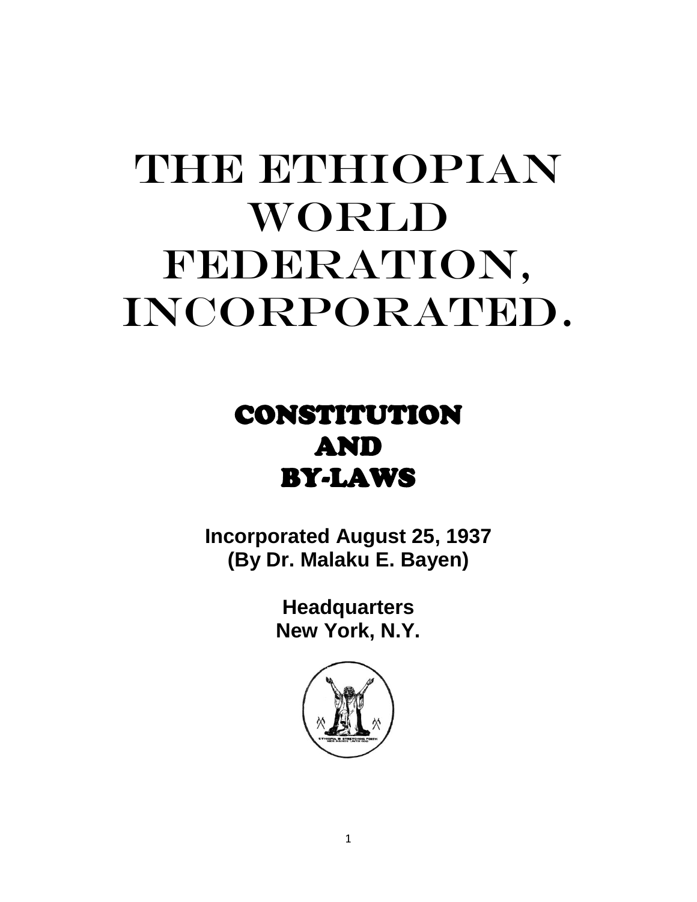# THE ETHIOPIAN WORLD FEDERATION, INCORPORATED.

## CONSTITUTION AND BY-LAWS

**Incorporated August 25, 1937**
**(By Dr. Malaku E. Bayen)**

**Headquarters**
**New York, N.Y.**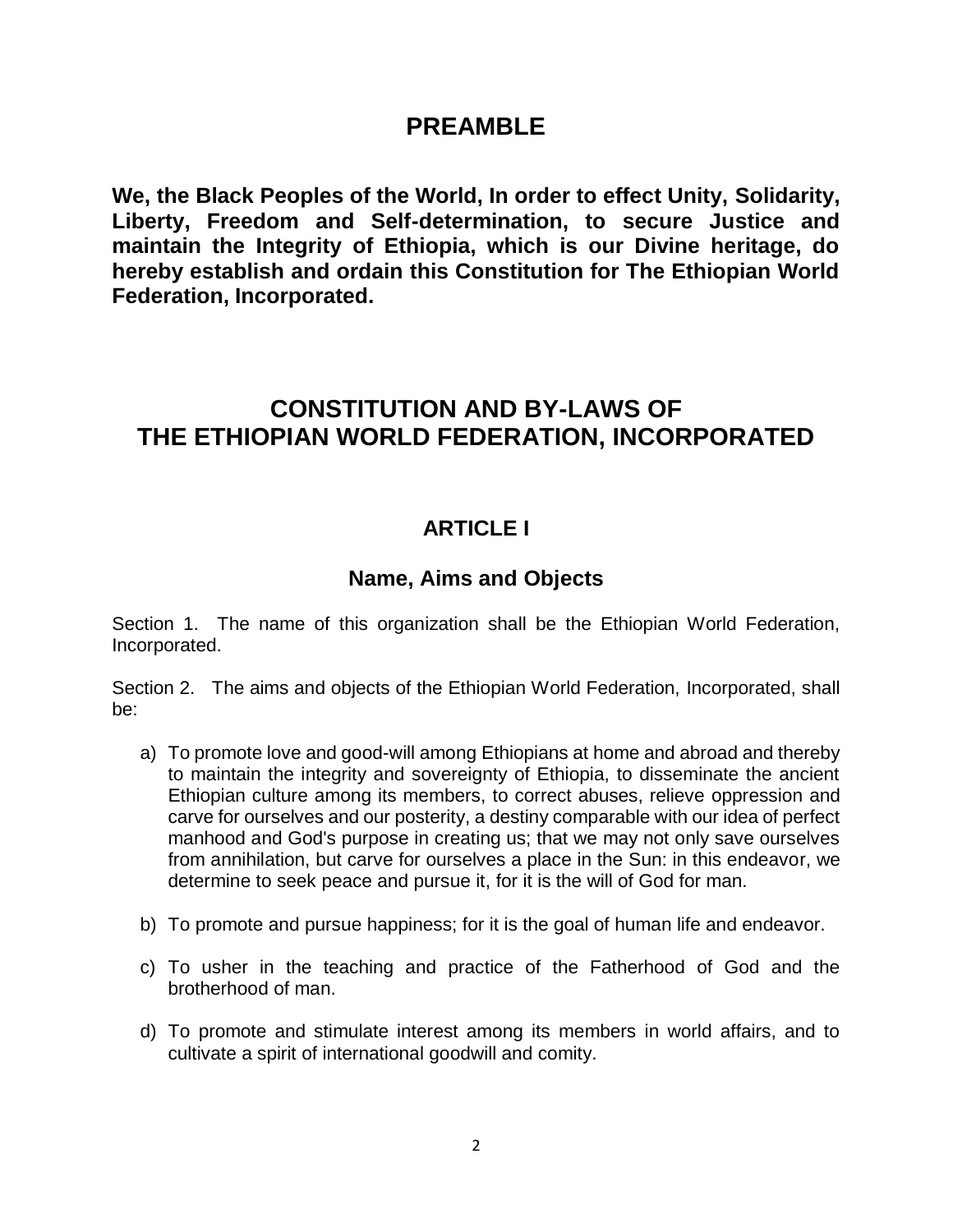## PREAMBLE

**We, the Black Peoples of the World, In order to effect Unity, Solidarity, Liberty, Freedom and Self-determination, to secure Justice and maintain the Integrity of Ethiopia, which is our Divine heritage, do hereby establish and ordain this Constitution for The Ethiopian World Federation, Incorporated.**

# CONSTITUTION AND BY-LAWS OF THE ETHIOPIAN WORLD FEDERATION, INCORPORATED

## ARTICLE I

### Name, Aims and Objects

Section 1. The name of this organization shall be the Ethiopian World Federation, Incorporated.

Section 2. The aims and objects of the Ethiopian World Federation, Incorporated, shall be:

a) To promote love and good-will among Ethiopians at home and abroad and thereby to maintain the integrity and sovereignty of Ethiopia, to disseminate the ancient Ethiopian culture among its members, to correct abuses, relieve oppression and carve for ourselves and our posterity, a destiny comparable with our idea of perfect manhood and God's purpose in creating us; that we may not only save ourselves from annihilation, but carve for ourselves a place in the Sun: in this endeavor, we determine to seek peace and pursue it, for it is the will of God for man.

b) To promote and pursue happiness; for it is the goal of human life and endeavor.

c) To usher in the teaching and practice of the Fatherhood of God and the brotherhood of man.

d) To promote and stimulate interest among its members in world affairs, and to cultivate a spirit of international goodwill and comity.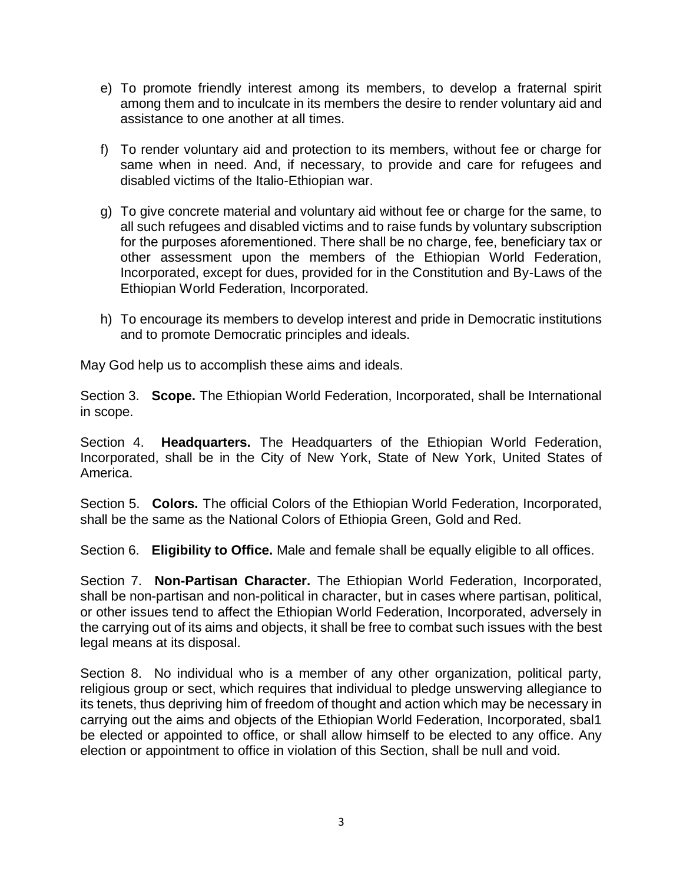e) To promote friendly interest among its members, to develop a fraternal spirit among them and to inculcate in its members the desire to render voluntary aid and assistance to one another at all times.

f) To render voluntary aid and protection to its members, without fee or charge for same when in need. And, if necessary, to provide and care for refugees and disabled victims of the Italio-Ethiopian war.

g) To give concrete material and voluntary aid without fee or charge for the same, to all such refugees and disabled victims and to raise funds by voluntary subscription for the purposes aforementioned. There shall be no charge, fee, beneficiary tax or other assessment upon the members of the Ethiopian World Federation, Incorporated, except for dues, provided for in the Constitution and By-Laws of the Ethiopian World Federation, Incorporated.

h) To encourage its members to develop interest and pride in Democratic institutions and to promote Democratic principles and ideals.

May God help us to accomplish these aims and ideals.

Section 3. **Scope.** The Ethiopian World Federation, Incorporated, shall be International in scope.

Section 4. **Headquarters.** The Headquarters of the Ethiopian World Federation, Incorporated, shall be in the City of New York, State of New York, United States of America.

Section 5. **Colors.** The official Colors of the Ethiopian World Federation, Incorporated, shall be the same as the National Colors of Ethiopia Green, Gold and Red.

Section 6. **Eligibility to Office.** Male and female shall be equally eligible to all offices.

Section 7. **Non-Partisan Character.** The Ethiopian World Federation, Incorporated, shall be non-partisan and non-political in character, but in cases where partisan, political, or other issues tend to affect the Ethiopian World Federation, Incorporated, adversely in the carrying out of its aims and objects, it shall be free to combat such issues with the best legal means at its disposal.

Section 8. No individual who is a member of any other organization, political party, religious group or sect, which requires that individual to pledge unswerving allegiance to its tenets, thus depriving him of freedom of thought and action which may be necessary in carrying out the aims and objects of the Ethiopian World Federation, Incorporated, sbal1 be elected or appointed to office, or shall allow himself to be elected to any office. Any election or appointment to office in violation of this Section, shall be null and void.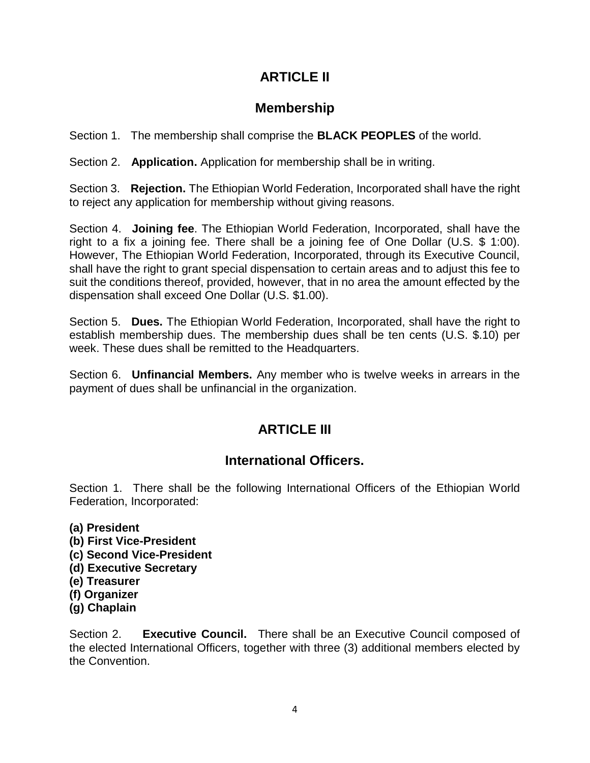## ARTICLE II

## Membership

Section 1. The membership shall comprise the **BLACK PEOPLES** of the world.

Section 2. **Application.** Application for membership shall be in writing.

Section 3. **Rejection.** The Ethiopian World Federation, Incorporated shall have the right to reject any application for membership without giving reasons.

Section 4. **Joining fee**. The Ethiopian World Federation, Incorporated, shall have the right to a fix a joining fee. There shall be a joining fee of One Dollar (U.S. $ 1:00). However, The Ethiopian World Federation, Incorporated, through its Executive Council, shall have the right to grant special dispensation to certain areas and to adjust this fee to suit the conditions thereof, provided, however, that in no area the amount effected by the dispensation shall exceed One Dollar (U.S. $1.00).

Section 5. **Dues.** The Ethiopian World Federation, Incorporated, shall have the right to establish membership dues. The membership dues shall be ten cents (U.S. $.10) per week. These dues shall be remitted to the Headquarters.

Section 6. **Unfinancial Members.** Any member who is twelve weeks in arrears in the payment of dues shall be unfinancial in the organization.

## ARTICLE III

## International Officers.

Section 1. There shall be the following International Officers of the Ethiopian World Federation, Incorporated:

**(a) President**
**(b) First Vice-President**
**(c) Second Vice-President**
**(d) Executive Secretary**
**(e) Treasurer**
**(f) Organizer**
**(g) Chaplain**

Section 2. **Executive Council.** There shall be an Executive Council composed of the elected International Officers, together with three (3) additional members elected by the Convention.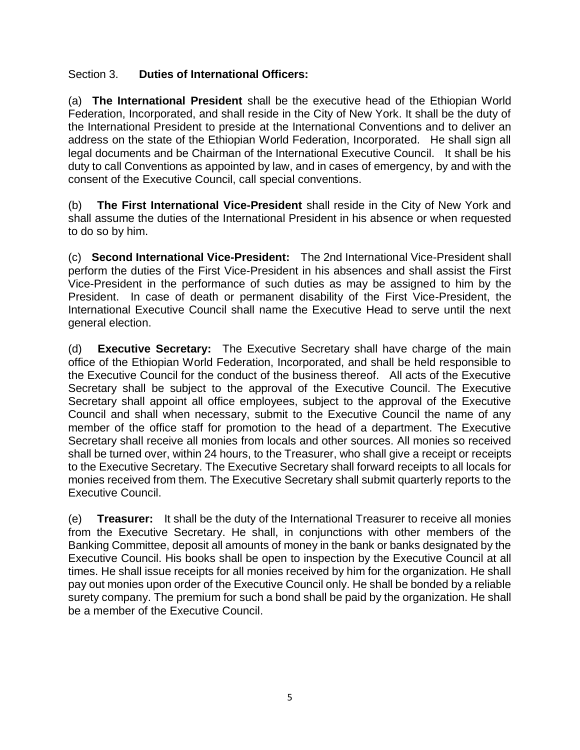Section 3. **Duties of International Officers:**

(a) **The International President** shall be the executive head of the Ethiopian World Federation, Incorporated, and shall reside in the City of New York. It shall be the duty of the International President to preside at the International Conventions and to deliver an address on the state of the Ethiopian World Federation, Incorporated. He shall sign all legal documents and be Chairman of the International Executive Council. It shall be his duty to call Conventions as appointed by law, and in cases of emergency, by and with the consent of the Executive Council, call special conventions.

(b) **The First International Vice-President** shall reside in the City of New York and shall assume the duties of the International President in his absence or when requested to do so by him.

(c) **Second International Vice-President:** The 2nd International Vice-President shall perform the duties of the First Vice-President in his absences and shall assist the First Vice-President in the performance of such duties as may be assigned to him by the President. In case of death or permanent disability of the First Vice-President, the International Executive Council shall name the Executive Head to serve until the next general election.

(d) **Executive Secretary:** The Executive Secretary shall have charge of the main office of the Ethiopian World Federation, Incorporated, and shall be held responsible to the Executive Council for the conduct of the business thereof. All acts of the Executive Secretary shall be subject to the approval of the Executive Council. The Executive Secretary shall appoint all office employees, subject to the approval of the Executive Council and shall when necessary, submit to the Executive Council the name of any member of the office staff for promotion to the head of a department. The Executive Secretary shall receive all monies from locals and other sources. All monies so received shall be turned over, within 24 hours, to the Treasurer, who shall give a receipt or receipts to the Executive Secretary. The Executive Secretary shall forward receipts to all locals for monies received from them. The Executive Secretary shall submit quarterly reports to the Executive Council.

(e) **Treasurer:** It shall be the duty of the International Treasurer to receive all monies from the Executive Secretary. He shall, in conjunctions with other members of the Banking Committee, deposit all amounts of money in the bank or banks designated by the Executive Council. His books shall be open to inspection by the Executive Council at all times. He shall issue receipts for all monies received by him for the organization. He shall pay out monies upon order of the Executive Council only. He shall be bonded by a reliable surety company. The premium for such a bond shall be paid by the organization. He shall be a member of the Executive Council.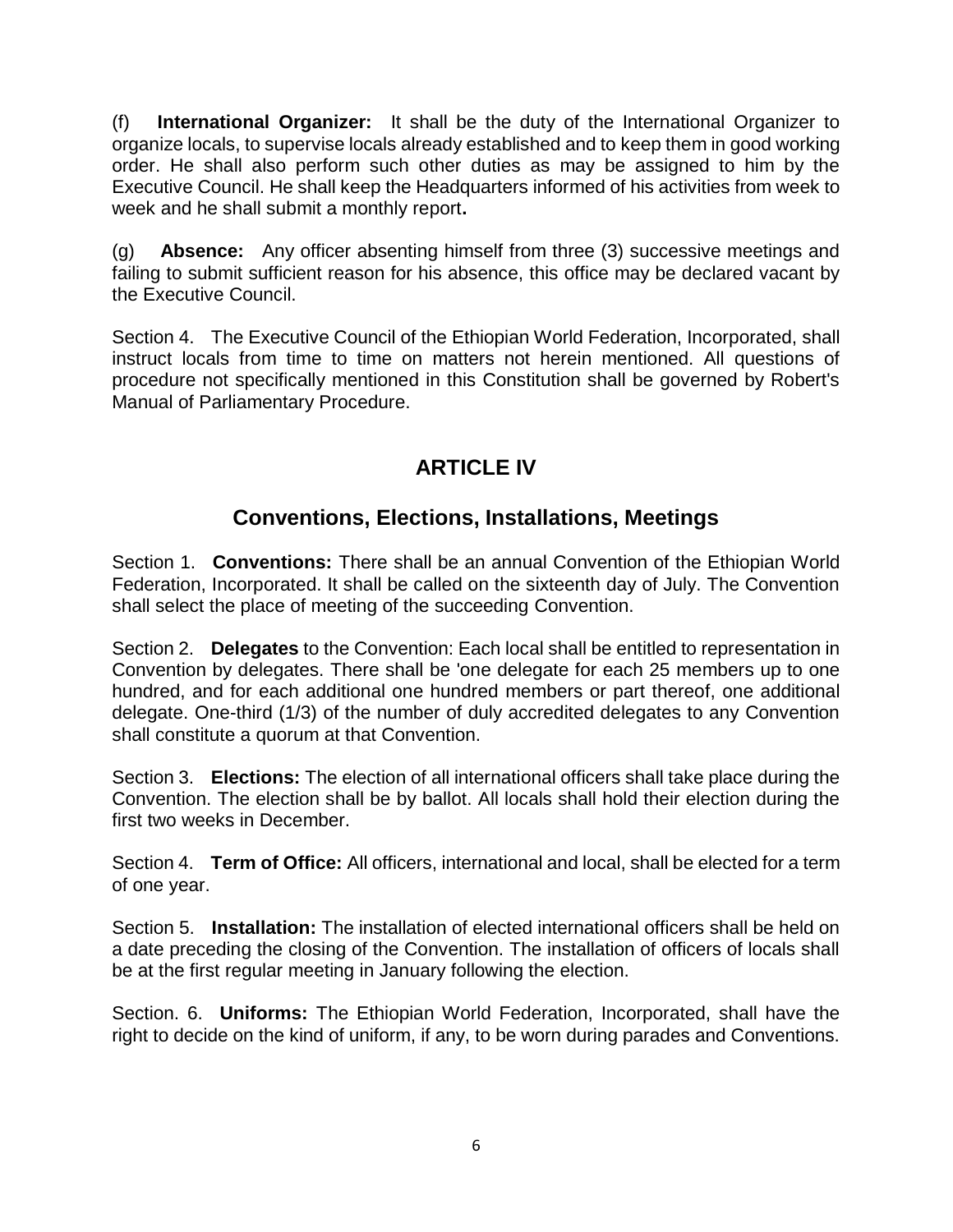(f) **International Organizer:** It shall be the duty of the International Organizer to organize locals, to supervise locals already established and to keep them in good working order. He shall also perform such other duties as may be assigned to him by the Executive Council. He shall keep the Headquarters informed of his activities from week to week and he shall submit a monthly report**.**

(g) **Absence:** Any officer absenting himself from three (3) successive meetings and failing to submit sufficient reason for his absence, this office may be declared vacant by the Executive Council.

Section 4. The Executive Council of the Ethiopian World Federation, Incorporated, shall instruct locals from time to time on matters not herein mentioned. All questions of procedure not specifically mentioned in this Constitution shall be governed by Robert's Manual of Parliamentary Procedure.

## ARTICLE IV

## Conventions, Elections, Installations, Meetings

Section 1. **Conventions:** There shall be an annual Convention of the Ethiopian World Federation, Incorporated. It shall be called on the sixteenth day of July. The Convention shall select the place of meeting of the succeeding Convention.

Section 2. **Delegates** to the Convention: Each local shall be entitled to representation in Convention by delegates. There shall be 'one delegate for each 25 members up to one hundred, and for each additional one hundred members or part thereof, one additional delegate. One-third (1/3) of the number of duly accredited delegates to any Convention shall constitute a quorum at that Convention.

Section 3. **Elections:** The election of all international officers shall take place during the Convention. The election shall be by ballot. All locals shall hold their election during the first two weeks in December.

Section 4. **Term of Office:** All officers, international and local, shall be elected for a term of one year.

Section 5. **Installation:** The installation of elected international officers shall be held on a date preceding the closing of the Convention. The installation of officers of locals shall be at the first regular meeting in January following the election.

Section. 6. **Uniforms:** The Ethiopian World Federation, Incorporated, shall have the right to decide on the kind of uniform, if any, to be worn during parades and Conventions.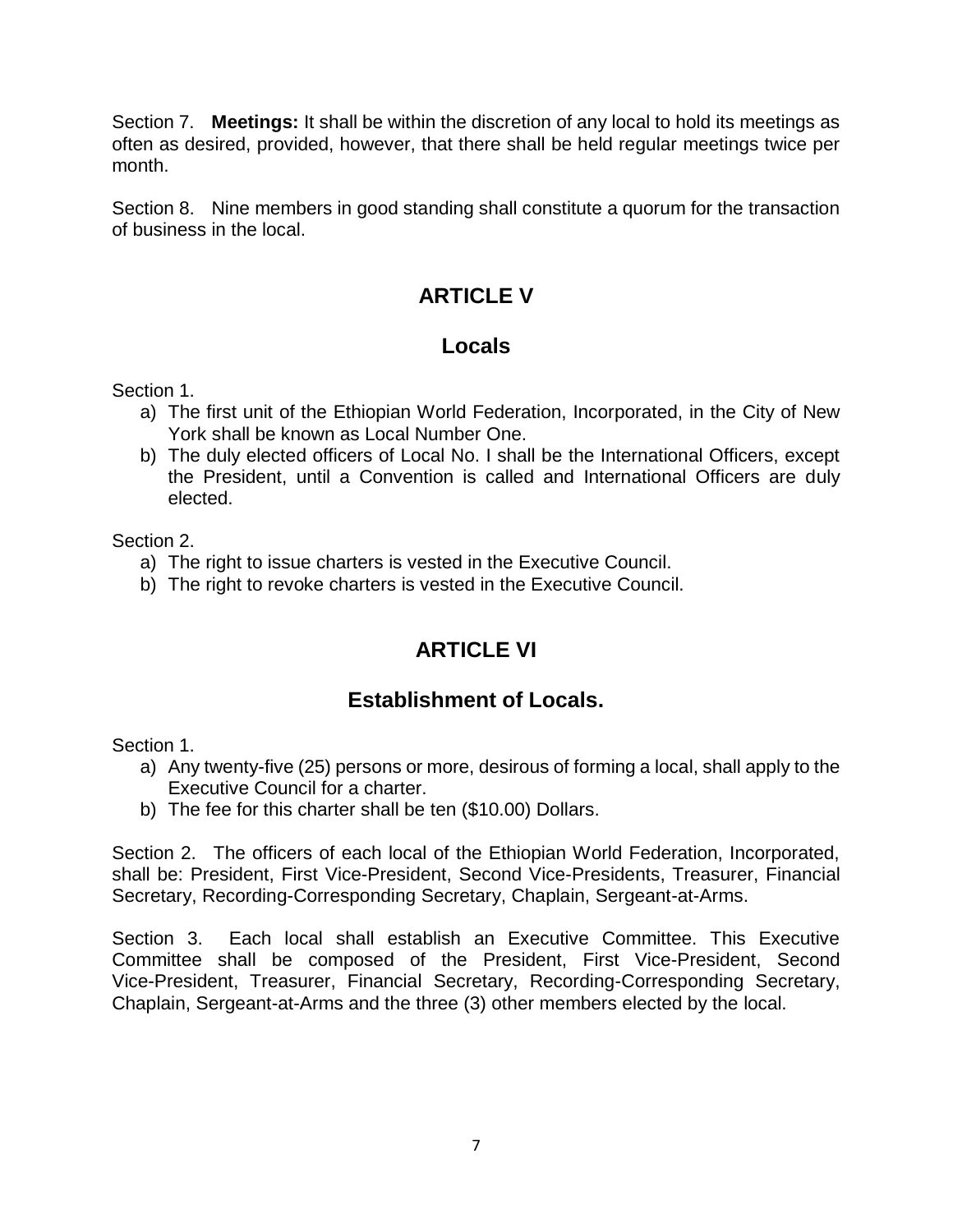Section 7. **Meetings:** It shall be within the discretion of any local to hold its meetings as often as desired, provided, however, that there shall be held regular meetings twice per month.

Section 8. Nine members in good standing shall constitute a quorum for the transaction of business in the local.

## ARTICLE V

## Locals

Section 1.

a) The first unit of the Ethiopian World Federation, Incorporated, in the City of New York shall be known as Local Number One.
b) The duly elected officers of Local No. I shall be the International Officers, except the President, until a Convention is called and International Officers are duly elected.

Section 2.

a) The right to issue charters is vested in the Executive Council.
b) The right to revoke charters is vested in the Executive Council.

## ARTICLE VI

## Establishment of Locals.

Section 1.

a) Any twenty-five (25) persons or more, desirous of forming a local, shall apply to the Executive Council for a charter.
b) The fee for this charter shall be ten ($10.00) Dollars.

Section 2. The officers of each local of the Ethiopian World Federation, Incorporated, shall be: President, First Vice-President, Second Vice-Presidents, Treasurer, Financial Secretary, Recording-Corresponding Secretary, Chaplain, Sergeant-at-Arms.

Section 3. Each local shall establish an Executive Committee. This Executive Committee shall be composed of the President, First Vice-President, Second Vice-President, Treasurer, Financial Secretary, Recording-Corresponding Secretary, Chaplain, Sergeant-at-Arms and the three (3) other members elected by the local.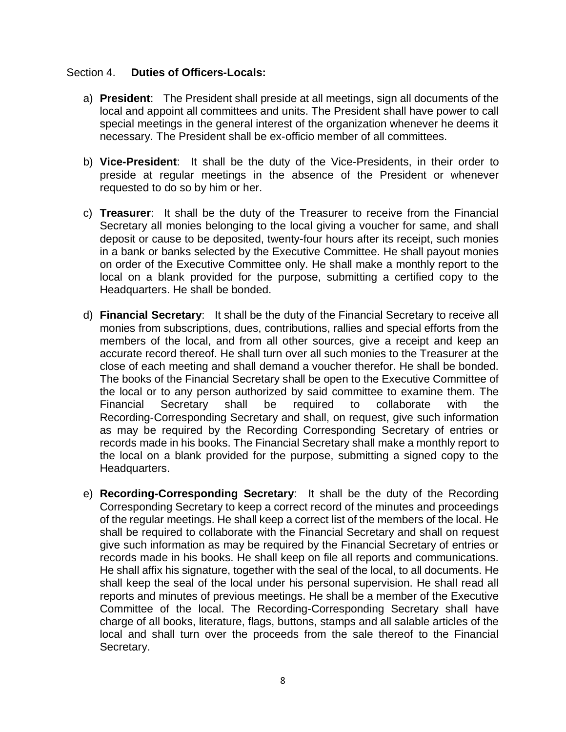Section 4. **Duties of Officers-Locals:**

a) **President**: The President shall preside at all meetings, sign all documents of the local and appoint all committees and units. The President shall have power to call special meetings in the general interest of the organization whenever he deems it necessary. The President shall be ex-officio member of all committees.

b) **Vice-President**: It shall be the duty of the Vice-Presidents, in their order to preside at regular meetings in the absence of the President or whenever requested to do so by him or her.

c) **Treasurer**: It shall be the duty of the Treasurer to receive from the Financial Secretary all monies belonging to the local giving a voucher for same, and shall deposit or cause to be deposited, twenty-four hours after its receipt, such monies in a bank or banks selected by the Executive Committee. He shall payout monies on order of the Executive Committee only. He shall make a monthly report to the local on a blank provided for the purpose, submitting a certified copy to the Headquarters. He shall be bonded.

d) **Financial Secretary**: It shall be the duty of the Financial Secretary to receive all monies from subscriptions, dues, contributions, rallies and special efforts from the members of the local, and from all other sources, give a receipt and keep an accurate record thereof. He shall turn over all such monies to the Treasurer at the close of each meeting and shall demand a voucher therefor. He shall be bonded. The books of the Financial Secretary shall be open to the Executive Committee of the local or to any person authorized by said committee to examine them. The Financial Secretary shall be required to collaborate with the Recording-Corresponding Secretary and shall, on request, give such information as may be required by the Recording Corresponding Secretary of entries or records made in his books. The Financial Secretary shall make a monthly report to the local on a blank provided for the purpose, submitting a signed copy to the Headquarters.

e) **Recording-Corresponding Secretary**: It shall be the duty of the Recording Corresponding Secretary to keep a correct record of the minutes and proceedings of the regular meetings. He shall keep a correct list of the members of the local. He shall be required to collaborate with the Financial Secretary and shall on request give such information as may be required by the Financial Secretary of entries or records made in his books. He shall keep on file all reports and communications. He shall affix his signature, together with the seal of the local, to all documents. He shall keep the seal of the local under his personal supervision. He shall read all reports and minutes of previous meetings. He shall be a member of the Executive Committee of the local. The Recording-Corresponding Secretary shall have charge of all books, literature, flags, buttons, stamps and all salable articles of the local and shall turn over the proceeds from the sale thereof to the Financial Secretary.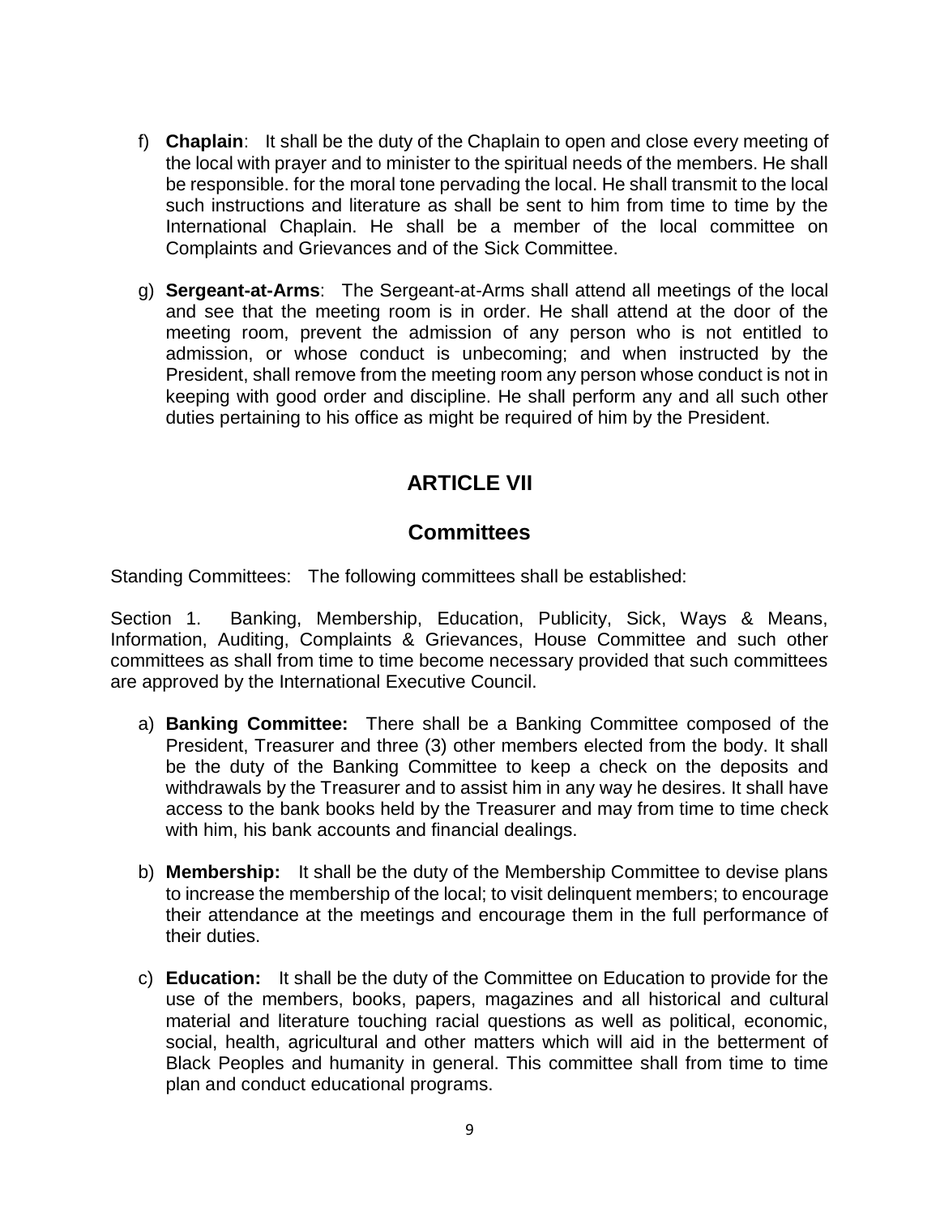f) **Chaplain**: It shall be the duty of the Chaplain to open and close every meeting of the local with prayer and to minister to the spiritual needs of the members. He shall be responsible. for the moral tone pervading the local. He shall transmit to the local such instructions and literature as shall be sent to him from time to time by the International Chaplain. He shall be a member of the local committee on Complaints and Grievances and of the Sick Committee.

g) **Sergeant-at-Arms**: The Sergeant-at-Arms shall attend all meetings of the local and see that the meeting room is in order. He shall attend at the door of the meeting room, prevent the admission of any person who is not entitled to admission, or whose conduct is unbecoming; and when instructed by the President, shall remove from the meeting room any person whose conduct is not in keeping with good order and discipline. He shall perform any and all such other duties pertaining to his office as might be required of him by the President.

## ARTICLE VII

## Committees

Standing Committees: The following committees shall be established:

Section 1. Banking, Membership, Education, Publicity, Sick, Ways & Means, Information, Auditing, Complaints & Grievances, House Committee and such other committees as shall from time to time become necessary provided that such committees are approved by the International Executive Council.

a) **Banking Committee:** There shall be a Banking Committee composed of the President, Treasurer and three (3) other members elected from the body. It shall be the duty of the Banking Committee to keep a check on the deposits and withdrawals by the Treasurer and to assist him in any way he desires. It shall have access to the bank books held by the Treasurer and may from time to time check with him, his bank accounts and financial dealings.

b) **Membership:** It shall be the duty of the Membership Committee to devise plans to increase the membership of the local; to visit delinquent members; to encourage their attendance at the meetings and encourage them in the full performance of their duties.

c) **Education:** It shall be the duty of the Committee on Education to provide for the use of the members, books, papers, magazines and all historical and cultural material and literature touching racial questions as well as political, economic, social, health, agricultural and other matters which will aid in the betterment of Black Peoples and humanity in general. This committee shall from time to time plan and conduct educational programs.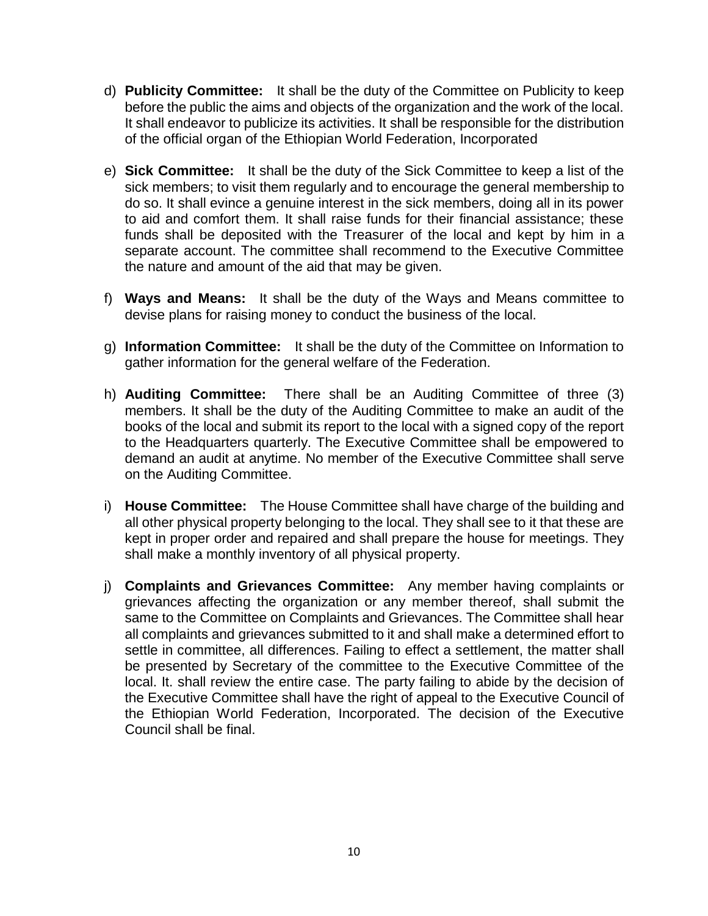d) **Publicity Committee:** It shall be the duty of the Committee on Publicity to keep before the public the aims and objects of the organization and the work of the local. It shall endeavor to publicize its activities. It shall be responsible for the distribution of the official organ of the Ethiopian World Federation, Incorporated

e) **Sick Committee:** It shall be the duty of the Sick Committee to keep a list of the sick members; to visit them regularly and to encourage the general membership to do so. It shall evince a genuine interest in the sick members, doing all in its power to aid and comfort them. It shall raise funds for their financial assistance; these funds shall be deposited with the Treasurer of the local and kept by him in a separate account. The committee shall recommend to the Executive Committee the nature and amount of the aid that may be given.

f) **Ways and Means:** It shall be the duty of the Ways and Means committee to devise plans for raising money to conduct the business of the local.

g) **Information Committee:** It shall be the duty of the Committee on Information to gather information for the general welfare of the Federation.

h) **Auditing Committee:** There shall be an Auditing Committee of three (3) members. It shall be the duty of the Auditing Committee to make an audit of the books of the local and submit its report to the local with a signed copy of the report to the Headquarters quarterly. The Executive Committee shall be empowered to demand an audit at anytime. No member of the Executive Committee shall serve on the Auditing Committee.

i) **House Committee:** The House Committee shall have charge of the building and all other physical property belonging to the local. They shall see to it that these are kept in proper order and repaired and shall prepare the house for meetings. They shall make a monthly inventory of all physical property.

j) **Complaints and Grievances Committee:** Any member having complaints or grievances affecting the organization or any member thereof, shall submit the same to the Committee on Complaints and Grievances. The Committee shall hear all complaints and grievances submitted to it and shall make a determined effort to settle in committee, all differences. Failing to effect a settlement, the matter shall be presented by Secretary of the committee to the Executive Committee of the local. It. shall review the entire case. The party failing to abide by the decision of the Executive Committee shall have the right of appeal to the Executive Council of the Ethiopian World Federation, Incorporated. The decision of the Executive Council shall be final.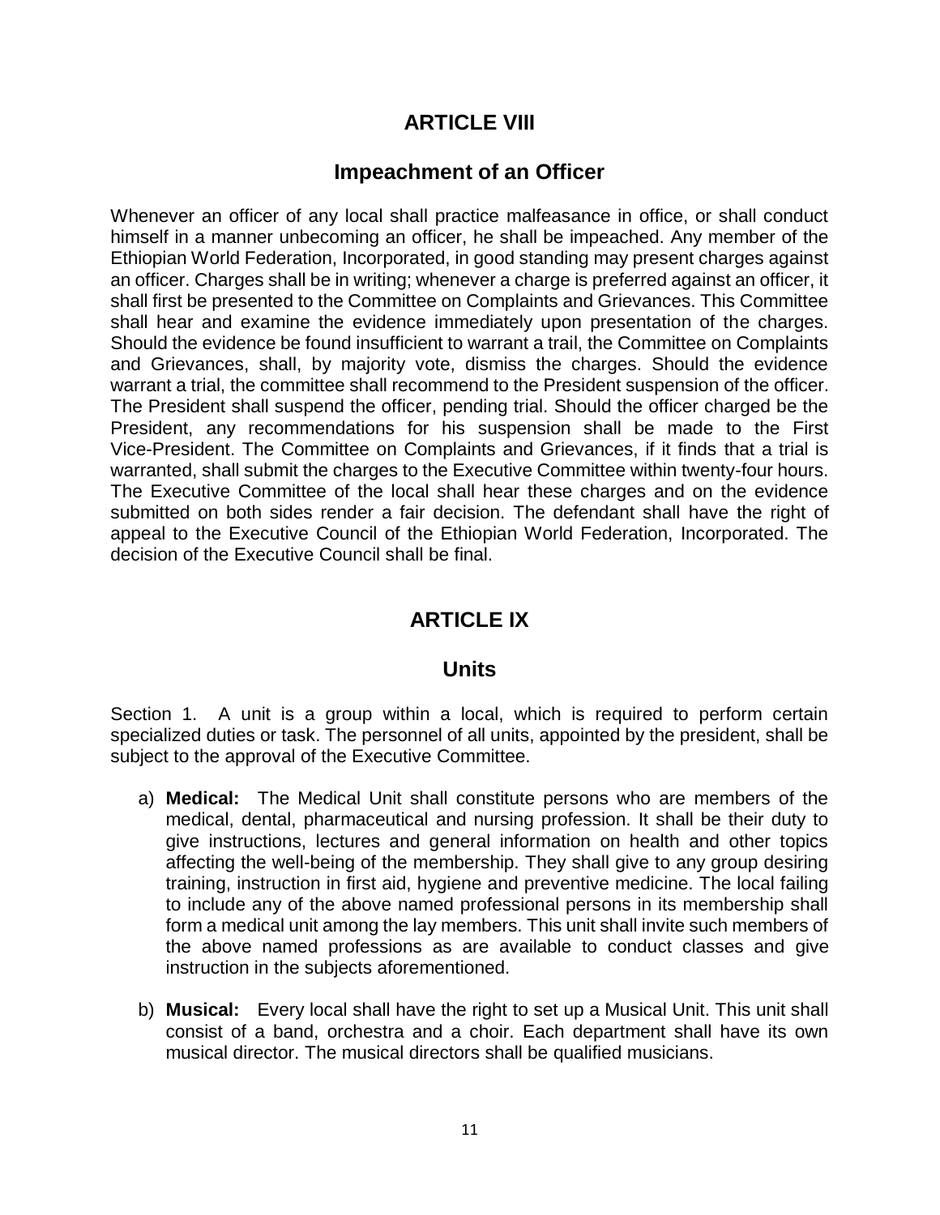## ARTICLE VIII

### Impeachment of an Officer

Whenever an officer of any local shall practice malfeasance in office, or shall conduct himself in a manner unbecoming an officer, he shall be impeached. Any member of the Ethiopian World Federation, Incorporated, in good standing may present charges against an officer. Charges shall be in writing; whenever a charge is preferred against an officer, it shall first be presented to the Committee on Complaints and Grievances. This Committee shall hear and examine the evidence immediately upon presentation of the charges. Should the evidence be found insufficient to warrant a trail, the Committee on Complaints and Grievances, shall, by majority vote, dismiss the charges. Should the evidence warrant a trial, the committee shall recommend to the President suspension of the officer. The President shall suspend the officer, pending trial. Should the officer charged be the President, any recommendations for his suspension shall be made to the First Vice-President. The Committee on Complaints and Grievances, if it finds that a trial is warranted, shall submit the charges to the Executive Committee within twenty-four hours. The Executive Committee of the local shall hear these charges and on the evidence submitted on both sides render a fair decision. The defendant shall have the right of appeal to the Executive Council of the Ethiopian World Federation, Incorporated. The decision of the Executive Council shall be final.

## ARTICLE IX

### Units

Section 1. A unit is a group within a local, which is required to perform certain specialized duties or task. The personnel of all units, appointed by the president, shall be subject to the approval of the Executive Committee.

a) **Medical:** The Medical Unit shall constitute persons who are members of the medical, dental, pharmaceutical and nursing profession. It shall be their duty to give instructions, lectures and general information on health and other topics affecting the well-being of the membership. They shall give to any group desiring training, instruction in first aid, hygiene and preventive medicine. The local failing to include any of the above named professional persons in its membership shall form a medical unit among the lay members. This unit shall invite such members of the above named professions as are available to conduct classes and give instruction in the subjects aforementioned.

b) **Musical:** Every local shall have the right to set up a Musical Unit. This unit shall consist of a band, orchestra and a choir. Each department shall have its own musical director. The musical directors shall be qualified musicians.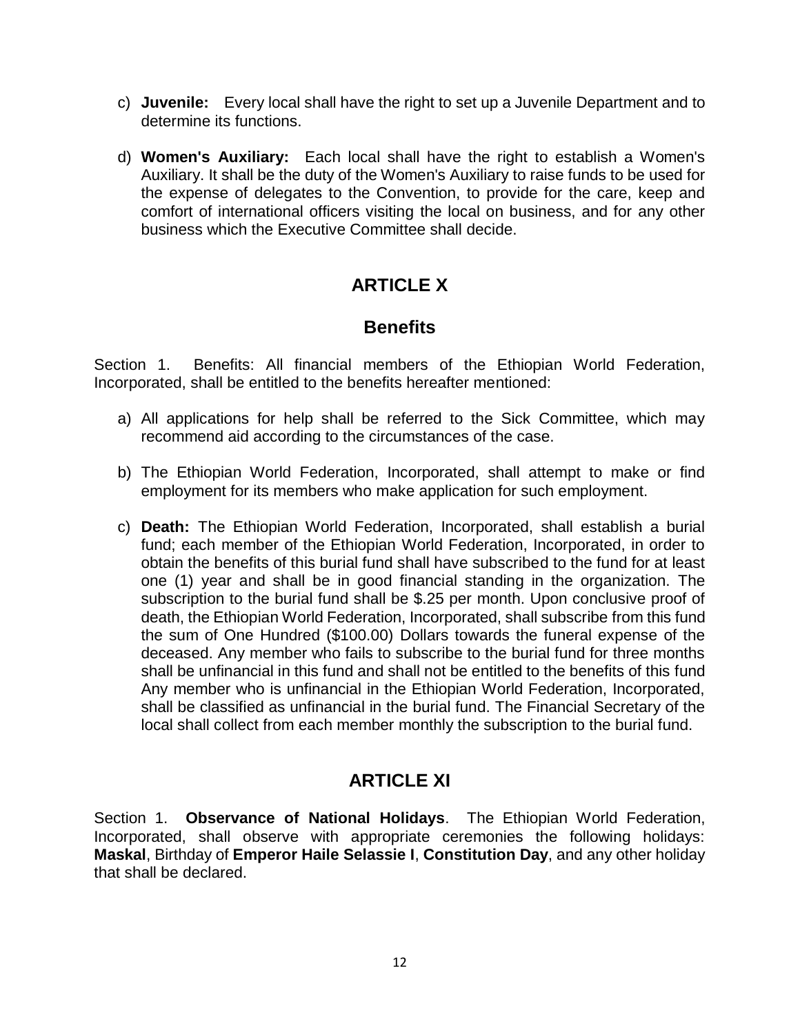c) **Juvenile:** Every local shall have the right to set up a Juvenile Department and to determine its functions.

d) **Women's Auxiliary:** Each local shall have the right to establish a Women's Auxiliary. It shall be the duty of the Women's Auxiliary to raise funds to be used for the expense of delegates to the Convention, to provide for the care, keep and comfort of international officers visiting the local on business, and for any other business which the Executive Committee shall decide.

## ARTICLE X

## Benefits

Section 1. Benefits: All financial members of the Ethiopian World Federation, Incorporated, shall be entitled to the benefits hereafter mentioned:

a) All applications for help shall be referred to the Sick Committee, which may recommend aid according to the circumstances of the case.

b) The Ethiopian World Federation, Incorporated, shall attempt to make or find employment for its members who make application for such employment.

c) **Death:** The Ethiopian World Federation, Incorporated, shall establish a burial fund; each member of the Ethiopian World Federation, Incorporated, in order to obtain the benefits of this burial fund shall have subscribed to the fund for at least one (1) year and shall be in good financial standing in the organization. The subscription to the burial fund shall be $.25 per month. Upon conclusive proof of death, the Ethiopian World Federation, Incorporated, shall subscribe from this fund the sum of One Hundred ($100.00) Dollars towards the funeral expense of the deceased. Any member who fails to subscribe to the burial fund for three months shall be unfinancial in this fund and shall not be entitled to the benefits of this fund Any member who is unfinancial in the Ethiopian World Federation, Incorporated, shall be classified as unfinancial in the burial fund. The Financial Secretary of the local shall collect from each member monthly the subscription to the burial fund.

## ARTICLE XI

Section 1. **Observance of National Holidays**. The Ethiopian World Federation, Incorporated, shall observe with appropriate ceremonies the following holidays: **Maskal**, Birthday of **Emperor Haile Selassie I**, **Constitution Day**, and any other holiday that shall be declared.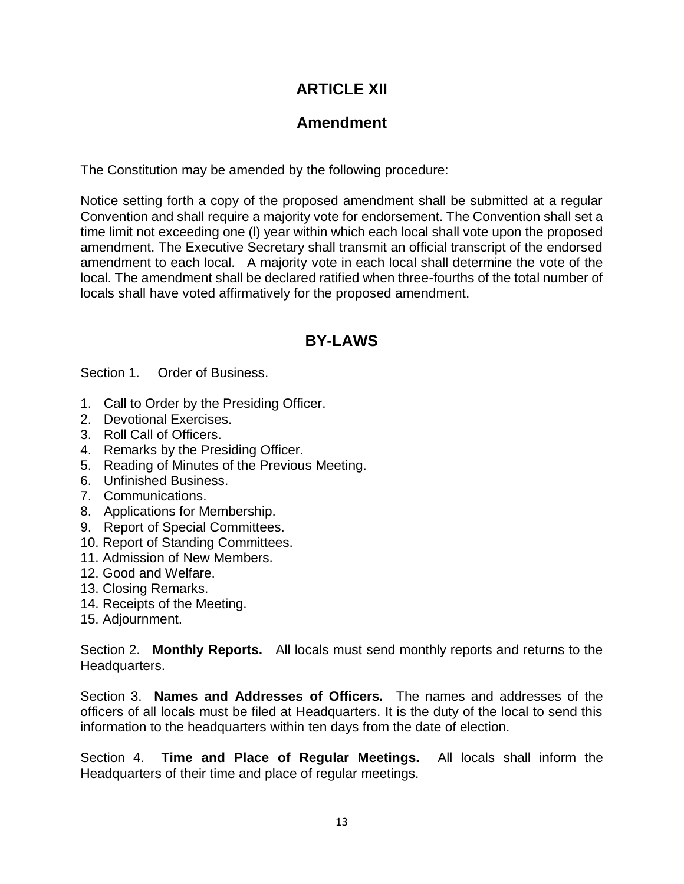# ARTICLE XII

## Amendment

The Constitution may be amended by the following procedure:

Notice setting forth a copy of the proposed amendment shall be submitted at a regular Convention and shall require a majority vote for endorsement. The Convention shall set a time limit not exceeding one (l) year within which each local shall vote upon the proposed amendment. The Executive Secretary shall transmit an official transcript of the endorsed amendment to each local. A majority vote in each local shall determine the vote of the local. The amendment shall be declared ratified when three-fourths of the total number of locals shall have voted affirmatively for the proposed amendment.

# BY-LAWS

Section 1. Order of Business.

1. Call to Order by the Presiding Officer.
2. Devotional Exercises.
3. Roll Call of Officers.
4. Remarks by the Presiding Officer.
5. Reading of Minutes of the Previous Meeting.
6. Unfinished Business.
7. Communications.
8. Applications for Membership.
9. Report of Special Committees.
10. Report of Standing Committees.
11. Admission of New Members.
12. Good and Welfare.
13. Closing Remarks.
14. Receipts of the Meeting.
15. Adjournment.

Section 2. **Monthly Reports.** All locals must send monthly reports and returns to the Headquarters.

Section 3. **Names and Addresses of Officers.** The names and addresses of the officers of all locals must be filed at Headquarters. It is the duty of the local to send this information to the headquarters within ten days from the date of election.

Section 4. **Time and Place of Regular Meetings.** All locals shall inform the Headquarters of their time and place of regular meetings.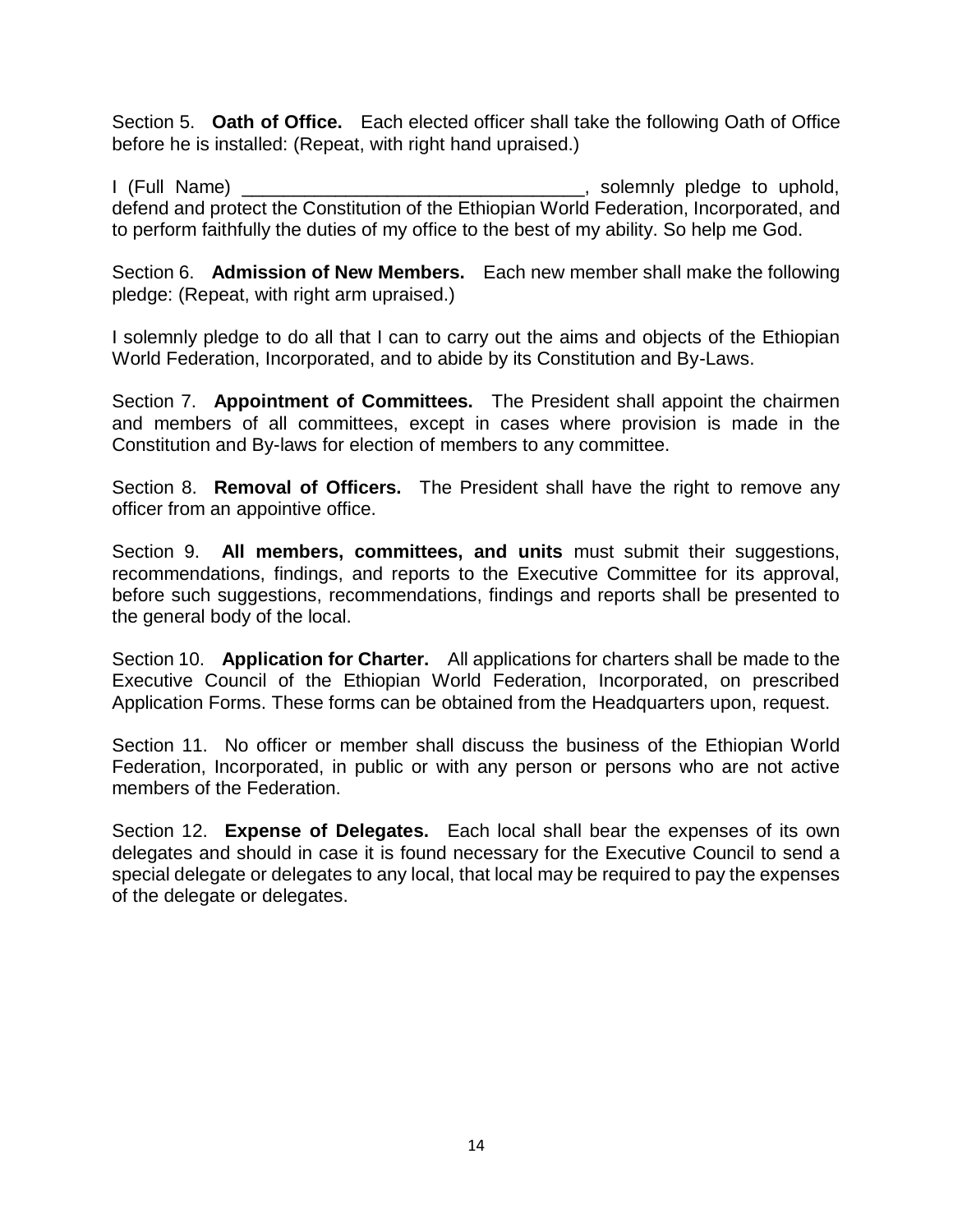Section 5. **Oath of Office.** Each elected officer shall take the following Oath of Office before he is installed: (Repeat, with right hand upraised.)

I (Full Name) ________________________________, solemnly pledge to uphold, defend and protect the Constitution of the Ethiopian World Federation, Incorporated, and to perform faithfully the duties of my office to the best of my ability. So help me God.

Section 6. **Admission of New Members.** Each new member shall make the following pledge: (Repeat, with right arm upraised.)

I solemnly pledge to do all that I can to carry out the aims and objects of the Ethiopian World Federation, Incorporated, and to abide by its Constitution and By-Laws.

Section 7. **Appointment of Committees.** The President shall appoint the chairmen and members of all committees, except in cases where provision is made in the Constitution and By-laws for election of members to any committee.

Section 8. **Removal of Officers.** The President shall have the right to remove any officer from an appointive office.

Section 9. **All members, committees, and units** must submit their suggestions, recommendations, findings, and reports to the Executive Committee for its approval, before such suggestions, recommendations, findings and reports shall be presented to the general body of the local.

Section 10. **Application for Charter.** All applications for charters shall be made to the Executive Council of the Ethiopian World Federation, Incorporated, on prescribed Application Forms. These forms can be obtained from the Headquarters upon, request.

Section 11. No officer or member shall discuss the business of the Ethiopian World Federation, Incorporated, in public or with any person or persons who are not active members of the Federation.

Section 12. **Expense of Delegates.** Each local shall bear the expenses of its own delegates and should in case it is found necessary for the Executive Council to send a special delegate or delegates to any local, that local may be required to pay the expenses of the delegate or delegates.